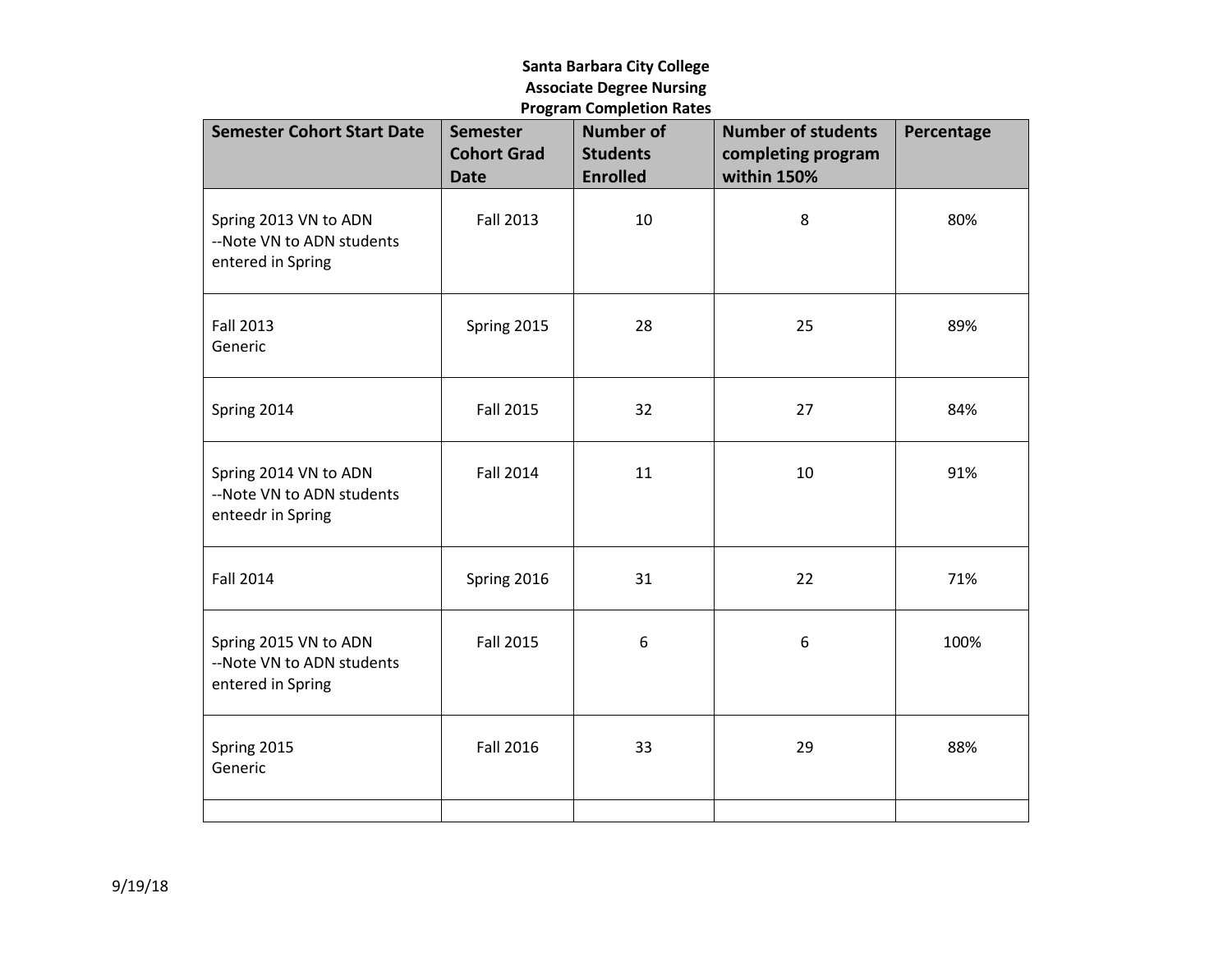**Santa Barbara City College**
**Associate Degree Nursing**
**Program Completion Rates**

| Semester Cohort Start Date | Semester Cohort Grad Date | Number of Students Enrolled | Number of students completing program within 150% | Percentage |
|---|---|---|---|---|
| Spring 2013 VN to ADN --Note VN to ADN students entered in Spring | Fall 2013 | 10 | 8 | 80% |
| Fall 2013 Generic | Spring 2015 | 28 | 25 | 89% |
| Spring 2014 | Fall 2015 | 32 | 27 | 84% |
| Spring 2014 VN to ADN --Note VN to ADN students enteedr in Spring | Fall 2014 | 11 | 10 | 91% |
| Fall 2014 | Spring 2016 | 31 | 22 | 71% |
| Spring 2015 VN to ADN --Note VN to ADN students entered in Spring | Fall 2015 | 6 | 6 | 100% |
| Spring 2015 Generic | Fall 2016 | 33 | 29 | 88% |
| | | | | |

9/19/18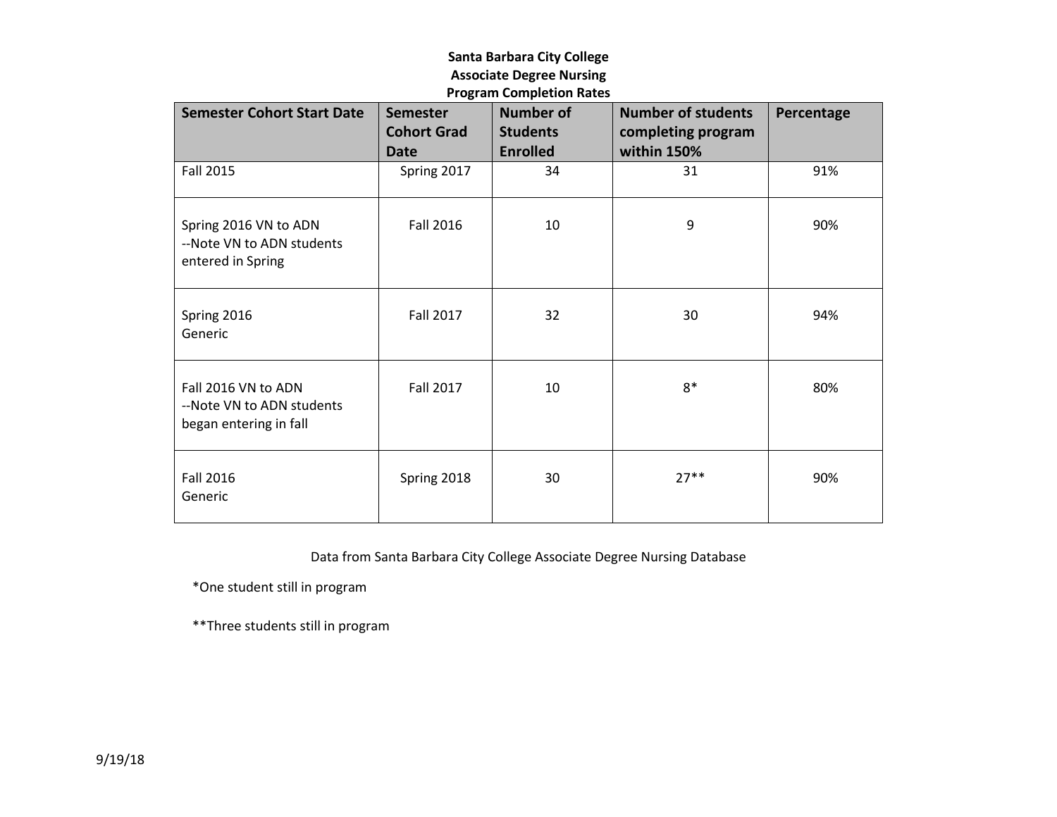**Santa Barbara City College**
**Associate Degree Nursing**
**Program Completion Rates**

| Semester Cohort Start Date | Semester Cohort Grad Date | Number of Students Enrolled | Number of students completing program within 150% | Percentage |
|---|---|---|---|---|
| Fall 2015 | Spring 2017 | 34 | 31 | 91% |
| Spring 2016 VN to ADN --Note VN to ADN students entered in Spring | Fall 2016 | 10 | 9 | 90% |
| Spring 2016 Generic | Fall 2017 | 32 | 30 | 94% |
| Fall 2016 VN to ADN --Note VN to ADN students began entering in fall | Fall 2017 | 10 | 8* | 80% |
| Fall 2016 Generic | Spring 2018 | 30 | 27** | 90% |

Data from Santa Barbara City College Associate Degree Nursing Database

*One student still in program

**Three students still in program

9/19/18